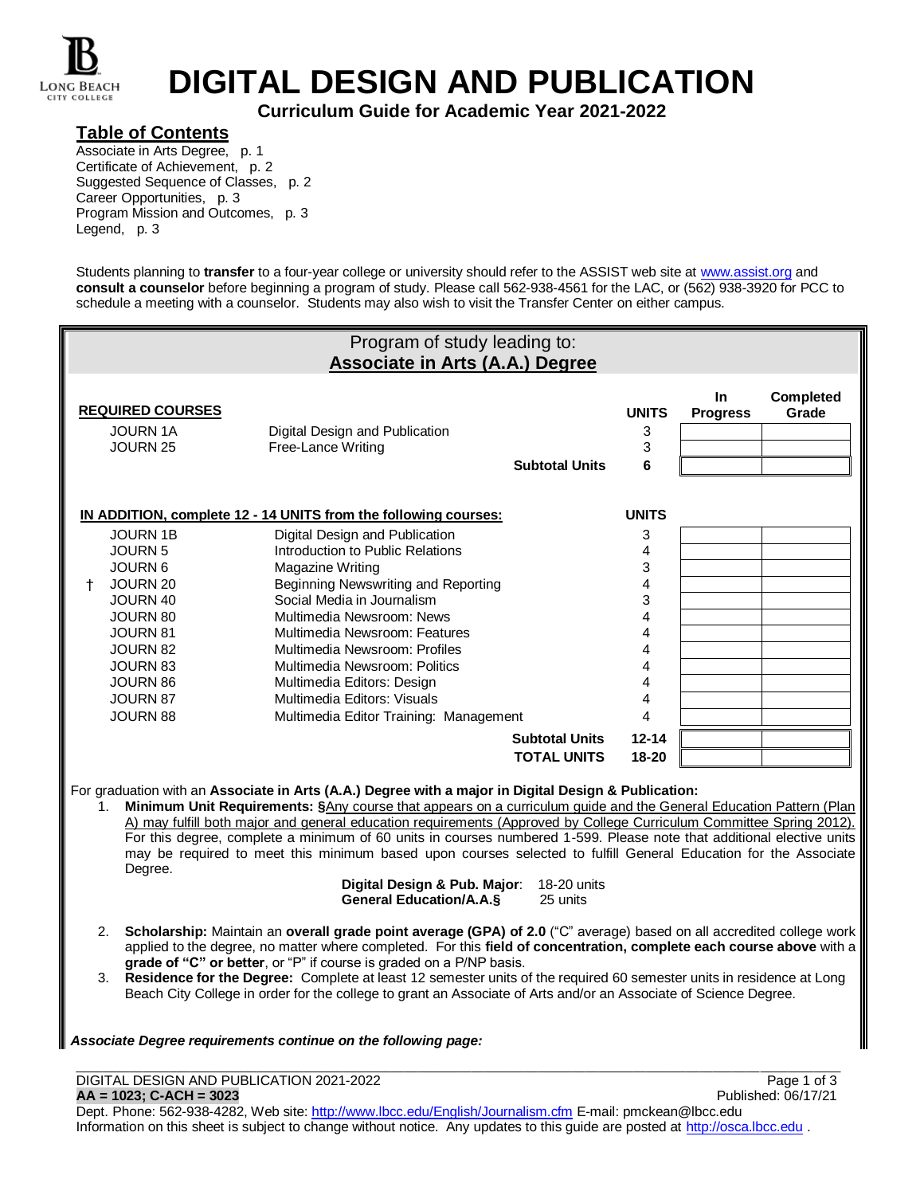# DIGITAL DESIGN AND PUBLICATION

**Curriculum Guide for Academic Year 2021-2022**

## Table of Contents

Associate in Arts Degree, p. 1
Certificate of Achievement, p. 2
Suggested Sequence of Classes, p. 2
Career Opportunities, p. 3
Program Mission and Outcomes, p. 3
Legend, p. 3

Students planning to **transfer** to a four-year college or university should refer to the ASSIST web site at www.assist.org and **consult a counselor** before beginning a program of study. Please call 562-938-4561 for the LAC, or (562) 938-3920 for PCC to schedule a meeting with a counselor. Students may also wish to visit the Transfer Center on either campus.

## Program of study leading to: Associate in Arts (A.A.) Degree

| REQUIRED COURSES | | UNITS | In Progress | Completed Grade |
|---|---|---|---|---|
| JOURN 1A | Digital Design and Publication | 3 | | |
| JOURN 25 | Free-Lance Writing | 3 | | |
| | **Subtotal Units** | **6** | | |

| IN ADDITION, complete 12 - 14 UNITS from the following courses: | | UNITS | In Progress | Completed Grade |
|---|---|---|---|---|
| JOURN 1B | Digital Design and Publication | 3 | | |
| JOURN 5 | Introduction to Public Relations | 4 | | |
| JOURN 6 | Magazine Writing | 3 | | |
| † JOURN 20 | Beginning Newswriting and Reporting | 4 | | |
| JOURN 40 | Social Media in Journalism | 3 | | |
| JOURN 80 | Multimedia Newsroom: News | 4 | | |
| JOURN 81 | Multimedia Newsroom: Features | 4 | | |
| JOURN 82 | Multimedia Newsroom: Profiles | 4 | | |
| JOURN 83 | Multimedia Newsroom: Politics | 4 | | |
| JOURN 86 | Multimedia Editors: Design | 4 | | |
| JOURN 87 | Multimedia Editors: Visuals | 4 | | |
| JOURN 88 | Multimedia Editor Training: Management | 4 | | |
| | **Subtotal Units** | **12-14** | | |
| | **TOTAL UNITS** | **18-20** | | |

For graduation with an **Associate in Arts (A.A.) Degree with a major in Digital Design & Publication:**

1. **Minimum Unit Requirements: §**Any course that appears on a curriculum guide and the General Education Pattern (Plan A) may fulfill both major and general education requirements (Approved by College Curriculum Committee Spring 2012). For this degree, complete a minimum of 60 units in courses numbered 1-599. Please note that additional elective units may be required to meet this minimum based upon courses selected to fulfill General Education for the Associate Degree.

   **Digital Design & Pub. Major**: 18-20 units
   **General Education/A.A.§** 25 units

2. **Scholarship:** Maintain an **overall grade point average (GPA) of 2.0** ("C" average) based on all accredited college work applied to the degree, no matter where completed. For this **field of concentration, complete each course above** with a **grade of "C" or better**, or "P" if course is graded on a P/NP basis.
3. **Residence for the Degree:** Complete at least 12 semester units of the required 60 semester units in residence at Long Beach City College in order for the college to grant an Associate of Arts and/or an Associate of Science Degree.

***Associate Degree requirements continue on the following page:***

DIGITAL DESIGN AND PUBLICATION 2021-2022
**AA = 1023; C-ACH = 3023**
Published: 06/17/21
Dept. Phone: 562-938-4282, Web site: http://www.lbcc.edu/English/Journalism.cfm E-mail: pmckean@lbcc.edu
Information on this sheet is subject to change without notice. Any updates to this guide are posted at http://osca.lbcc.edu .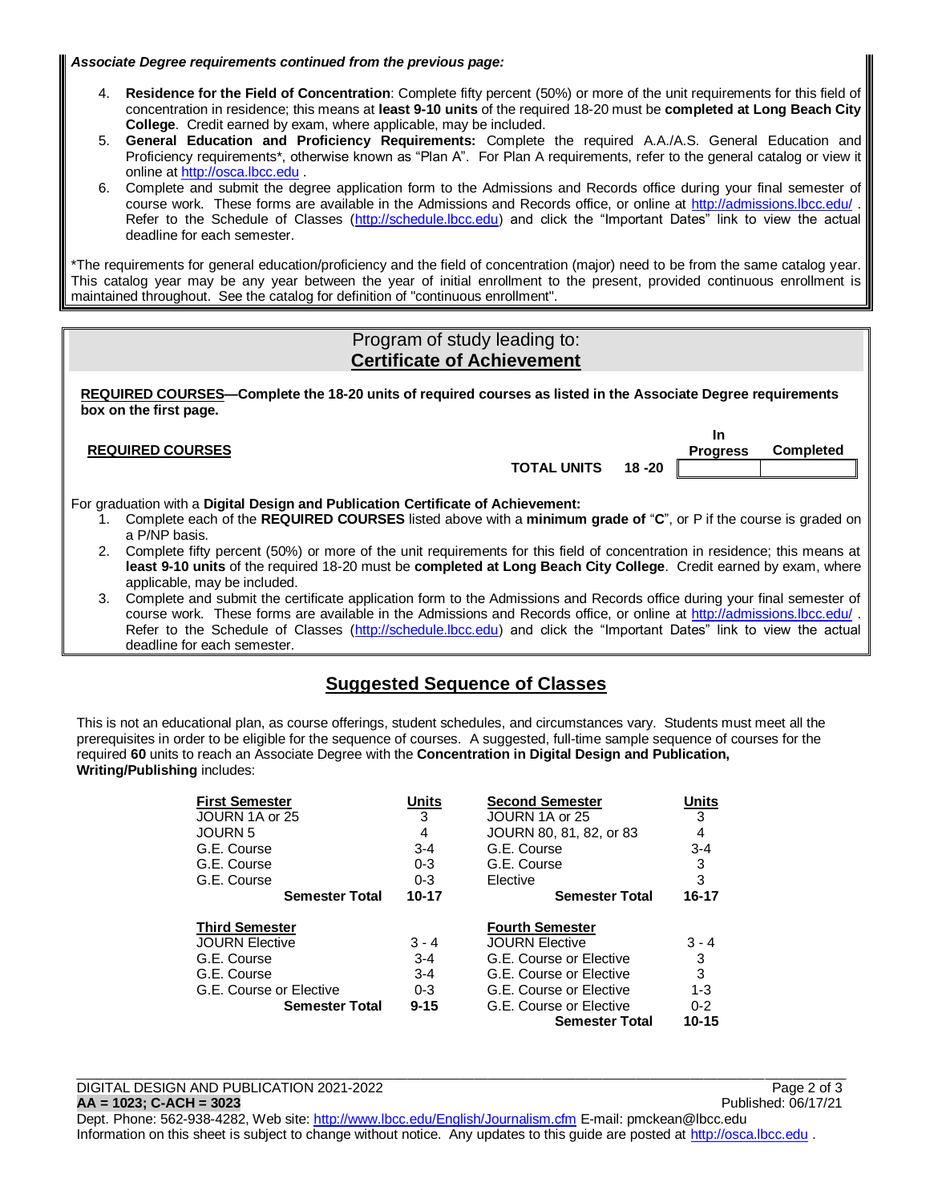***Associate Degree requirements continued from the previous page:***

4. **Residence for the Field of Concentration**: Complete fifty percent (50%) or more of the unit requirements for this field of concentration in residence; this means at **least 9-10 units** of the required 18-20 must be **completed at Long Beach City College**. Credit earned by exam, where applicable, may be included.
5. **General Education and Proficiency Requirements:** Complete the required A.A./A.S. General Education and Proficiency requirements*, otherwise known as "Plan A". For Plan A requirements, refer to the general catalog or view it online at http://osca.lbcc.edu .
6. Complete and submit the degree application form to the Admissions and Records office during your final semester of course work. These forms are available in the Admissions and Records office, or online at http://admissions.lbcc.edu/ . Refer to the Schedule of Classes (http://schedule.lbcc.edu) and click the "Important Dates" link to view the actual deadline for each semester.

*The requirements for general education/proficiency and the field of concentration (major) need to be from the same catalog year. This catalog year may be any year between the year of initial enrollment to the present, provided continuous enrollment is maintained throughout. See the catalog for definition of "continuous enrollment".

## Program of study leading to: **Certificate of Achievement**

**REQUIRED COURSES—Complete the 18-20 units of required courses as listed in the Associate Degree requirements box on the first page.**

| **REQUIRED COURSES** | | | **In Progress** | **Completed** |
|---|---|---|---|---|
| | **TOTAL UNITS** | **18 -20** | | |

For graduation with a **Digital Design and Publication Certificate of Achievement:**

1. Complete each of the **REQUIRED COURSES** listed above with a **minimum grade of** "**C**", or P if the course is graded on a P/NP basis.
2. Complete fifty percent (50%) or more of the unit requirements for this field of concentration in residence; this means at **least 9-10 units** of the required 18-20 must be **completed at Long Beach City College**. Credit earned by exam, where applicable, may be included.
3. Complete and submit the certificate application form to the Admissions and Records office during your final semester of course work. These forms are available in the Admissions and Records office, or online at http://admissions.lbcc.edu/ . Refer to the Schedule of Classes (http://schedule.lbcc.edu) and click the "Important Dates" link to view the actual deadline for each semester.

## Suggested Sequence of Classes

This is not an educational plan, as course offerings, student schedules, and circumstances vary. Students must meet all the prerequisites in order to be eligible for the sequence of courses. A suggested, full-time sample sequence of courses for the required **60** units to reach an Associate Degree with the **Concentration in Digital Design and Publication, Writing/Publishing** includes:

| **First Semester** | **Units** | **Second Semester** | **Units** |
|---|---|---|---|
| JOURN 1A or 25 | 3 | JOURN 1A or 25 | 3 |
| JOURN 5 | 4 | JOURN 80, 81, 82, or 83 | 4 |
| G.E. Course | 3-4 | G.E. Course | 3-4 |
| G.E. Course | 0-3 | G.E. Course | 3 |
| G.E. Course | 0-3 | Elective | 3 |
| **Semester Total** | **10-17** | **Semester Total** | **16-17** |

| **Third Semester** | | **Fourth Semester** | |
|---|---|---|---|
| JOURN Elective | 3 - 4 | JOURN Elective | 3 - 4 |
| G.E. Course | 3-4 | G.E. Course or Elective | 3 |
| G.E. Course | 3-4 | G.E. Course or Elective | 3 |
| G.E. Course or Elective | 0-3 | G.E. Course or Elective | 1-3 |
| **Semester Total** | **9-15** | G.E. Course or Elective | 0-2 |
| | | **Semester Total** | **10-15** |

DIGITAL DESIGN AND PUBLICATION 2021-2022
**AA = 1023; C-ACH = 3023**
Published: 06/17/21
Dept. Phone: 562-938-4282, Web site: http://www.lbcc.edu/English/Journalism.cfm E-mail: pmckean@lbcc.edu
Information on this sheet is subject to change without notice. Any updates to this guide are posted at http://osca.lbcc.edu .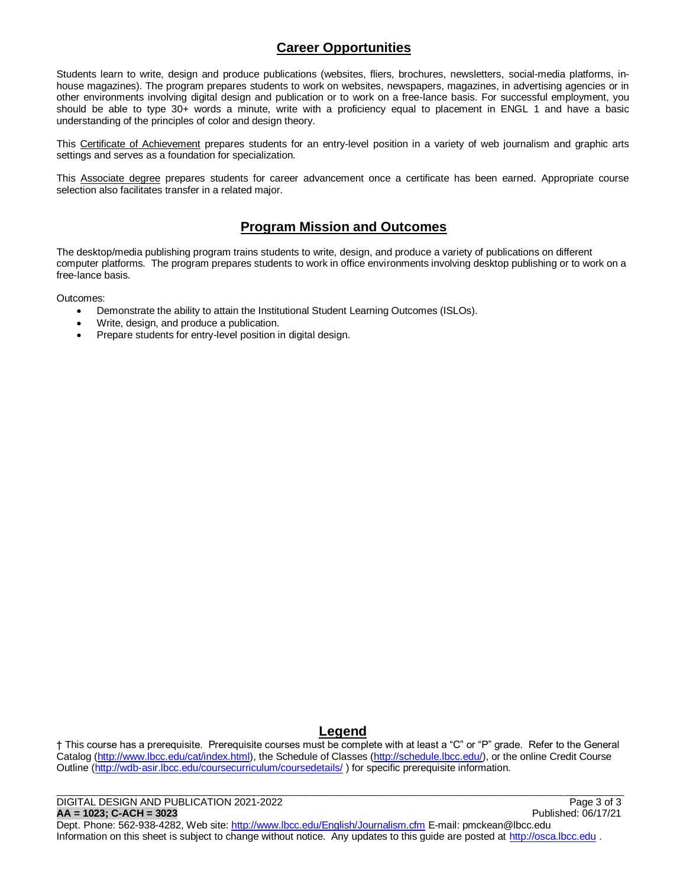## Career Opportunities

Students learn to write, design and produce publications (websites, fliers, brochures, newsletters, social-media platforms, in-house magazines). The program prepares students to work on websites, newspapers, magazines, in advertising agencies or in other environments involving digital design and publication or to work on a free-lance basis. For successful employment, you should be able to type 30+ words a minute, write with a proficiency equal to placement in ENGL 1 and have a basic understanding of the principles of color and design theory.

This Certificate of Achievement prepares students for an entry-level position in a variety of web journalism and graphic arts settings and serves as a foundation for specialization.

This Associate degree prepares students for career advancement once a certificate has been earned. Appropriate course selection also facilitates transfer in a related major.

## Program Mission and Outcomes

The desktop/media publishing program trains students to write, design, and produce a variety of publications on different computer platforms. The program prepares students to work in office environments involving desktop publishing or to work on a free-lance basis.

Outcomes:

- Demonstrate the ability to attain the Institutional Student Learning Outcomes (ISLOs).
- Write, design, and produce a publication.
- Prepare students for entry-level position in digital design.

## Legend

† This course has a prerequisite. Prerequisite courses must be complete with at least a "C" or "P" grade. Refer to the General Catalog (http://www.lbcc.edu/cat/index.html), the Schedule of Classes (http://schedule.lbcc.edu/), or the online Credit Course Outline (http://wdb-asir.lbcc.edu/coursecurriculum/coursedetails/ ) for specific prerequisite information.

DIGITAL DESIGN AND PUBLICATION 2021-2022

**AA = 1023; C-ACH = 3023**

Published: 06/17/21

Dept. Phone: 562-938-4282, Web site: http://www.lbcc.edu/English/Journalism.cfm E-mail: pmckean@lbcc.edu

Information on this sheet is subject to change without notice. Any updates to this guide are posted at http://osca.lbcc.edu .